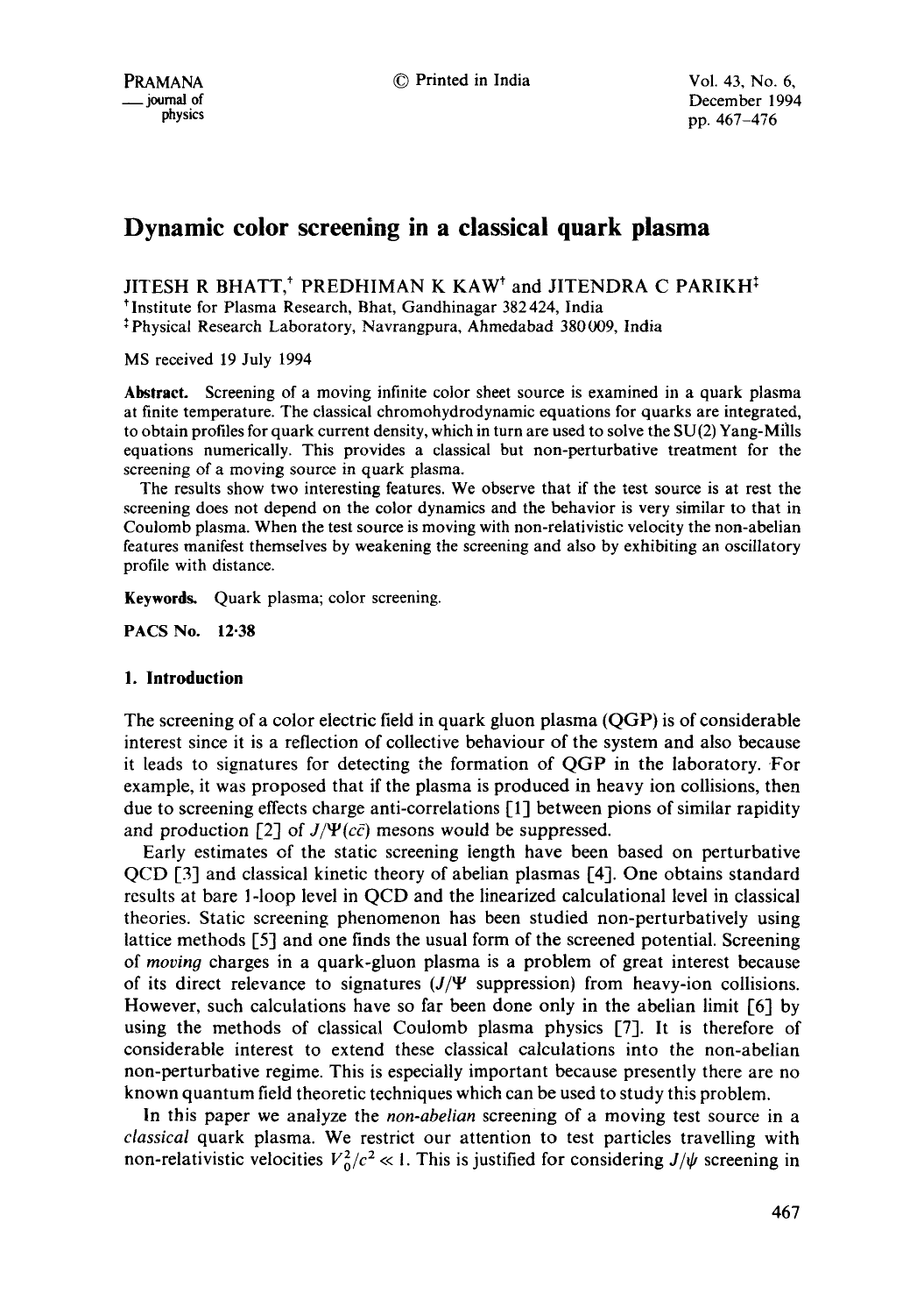# Dynamic color screening in a classical quark plasma

JITESH R BHATT,[†] PREDHIMAN K KAW[†] and JITENDRA C PARIKH[‡]

[†] Institute for Plasma Research, Bhat, Gandhinagar 382424, India

[‡] Physical Research Laboratory, Navrangpura, Ahmedabad 380009, India

MS received 19 July 1994

**Abstract.** Screening of a moving infinite color sheet source is examined in a quark plasma at finite temperature. The classical chromohydrodynamic equations for quarks are integrated, to obtain profiles for quark current density, which in turn are used to solve the SU(2) Yang-Mills equations numerically. This provides a classical but non-perturbative treatment for the screening of a moving source in quark plasma.

The results show two interesting features. We observe that if the test source is at rest the screening does not depend on the color dynamics and the behavior is very similar to that in Coulomb plasma. When the test source is moving with non-relativistic velocity the non-abelian features manifest themselves by weakening the screening and also by exhibiting an oscillatory profile with distance.

**Keywords.** Quark plasma; color screening.

**PACS No.** 12·38

## 1. Introduction

The screening of a color electric field in quark gluon plasma (QGP) is of considerable interest since it is a reflection of collective behaviour of the system and also because it leads to signatures for detecting the formation of QGP in the laboratory. For example, it was proposed that if the plasma is produced in heavy ion collisions, then due to screening effects charge anti-correlations [1] between pions of similar rapidity and production [2] of $J/\Psi(c\bar{c})$ mesons would be suppressed.

Early estimates of the static screening length have been based on perturbative QCD [3] and classical kinetic theory of abelian plasmas [4]. One obtains standard results at bare 1-loop level in QCD and the linearized calculational level in classical theories. Static screening phenomenon has been studied non-perturbatively using lattice methods [5] and one finds the usual form of the screened potential. Screening of *moving* charges in a quark-gluon plasma is a problem of great interest because of its direct relevance to signatures ($J/\Psi$ suppression) from heavy-ion collisions. However, such calculations have so far been done only in the abelian limit [6] by using the methods of classical Coulomb plasma physics [7]. It is therefore of considerable interest to extend these classical calculations into the non-abelian non-perturbative regime. This is especially important because presently there are no known quantum field theoretic techniques which can be used to study this problem.

In this paper we analyze the *non-abelian* screening of a moving test source in a *classical* quark plasma. We restrict our attention to test particles travelling with non-relativistic velocities $V_0^2/c^2 \ll 1$. This is justified for considering $J/\psi$ screening in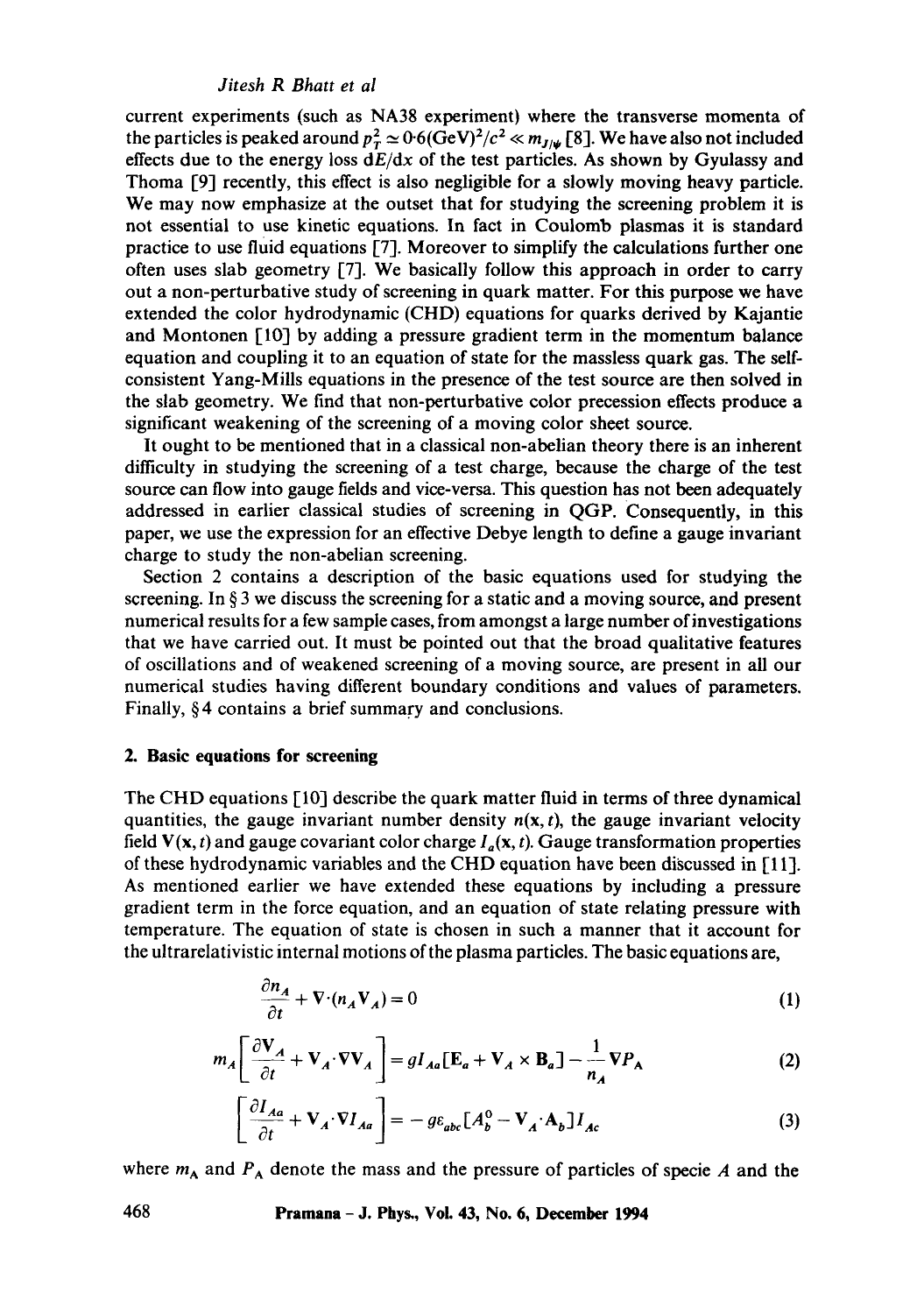current experiments (such as NA38 experiment) where the transverse momenta of the particles is peaked around $p_T^2 \simeq 0{\cdot}6(\mathrm{GeV})^2/c^2 \ll m_{J/\psi}$ [8]. We have also not included effects due to the energy loss $dE/dx$ of the test particles. As shown by Gyulassy and Thoma [9] recently, this effect is also negligible for a slowly moving heavy particle. We may now emphasize at the outset that for studying the screening problem it is not essential to use kinetic equations. In fact in Coulomb plasmas it is standard practice to use fluid equations [7]. Moreover to simplify the calculations further one often uses slab geometry [7]. We basically follow this approach in order to carry out a non-perturbative study of screening in quark matter. For this purpose we have extended the color hydrodynamic (CHD) equations for quarks derived by Kajantie and Montonen [10] by adding a pressure gradient term in the momentum balance equation and coupling it to an equation of state for the massless quark gas. The self-consistent Yang-Mills equations in the presence of the test source are then solved in the slab geometry. We find that non-perturbative color precession effects produce a significant weakening of the screening of a moving color sheet source.

It ought to be mentioned that in a classical non-abelian theory there is an inherent difficulty in studying the screening of a test charge, because the charge of the test source can flow into gauge fields and vice-versa. This question has not been adequately addressed in earlier classical studies of screening in QGP. Consequently, in this paper, we use the expression for an effective Debye length to define a gauge invariant charge to study the non-abelian screening.

Section 2 contains a description of the basic equations used for studying the screening. In § 3 we discuss the screening for a static and a moving source, and present numerical results for a few sample cases, from amongst a large number of investigations that we have carried out. It must be pointed out that the broad qualitative features of oscillations and of weakened screening of a moving source, are present in all our numerical studies having different boundary conditions and values of parameters. Finally, § 4 contains a brief summary and conclusions.

## 2. Basic equations for screening

The CHD equations [10] describe the quark matter fluid in terms of three dynamical quantities, the gauge invariant number density $n(\mathbf{x}, t)$, the gauge invariant velocity field $\mathbf{V}(\mathbf{x}, t)$ and gauge covariant color charge $I_a(\mathbf{x}, t)$. Gauge transformation properties of these hydrodynamic variables and the CHD equation have been discussed in [11]. As mentioned earlier we have extended these equations by including a pressure gradient term in the force equation, and an equation of state relating pressure with temperature. The equation of state is chosen in such a manner that it account for the ultrarelativistic internal motions of the plasma particles. The basic equations are,

$$\frac{\partial n_A}{\partial t} + \nabla \cdot (n_A \mathbf{V}_A) = 0 \tag{1}$$

$$m_A \left[ \frac{\partial \mathbf{V}_A}{\partial t} + \mathbf{V}_A \cdot \nabla \mathbf{V}_A \right] = g I_{Aa} [\mathbf{E}_a + \mathbf{V}_A \times \mathbf{B}_a] - \frac{1}{n_A} \nabla P_A \tag{2}$$

$$\left[ \frac{\partial I_{Aa}}{\partial t} + \mathbf{V}_A \cdot \nabla I_{Aa} \right] = - g \varepsilon_{abc} [A_b^0 - \mathbf{V}_A \cdot \mathbf{A}_b] I_{Ac} \tag{3}$$

where $m_A$ and $P_A$ denote the mass and the pressure of particles of specie $A$ and the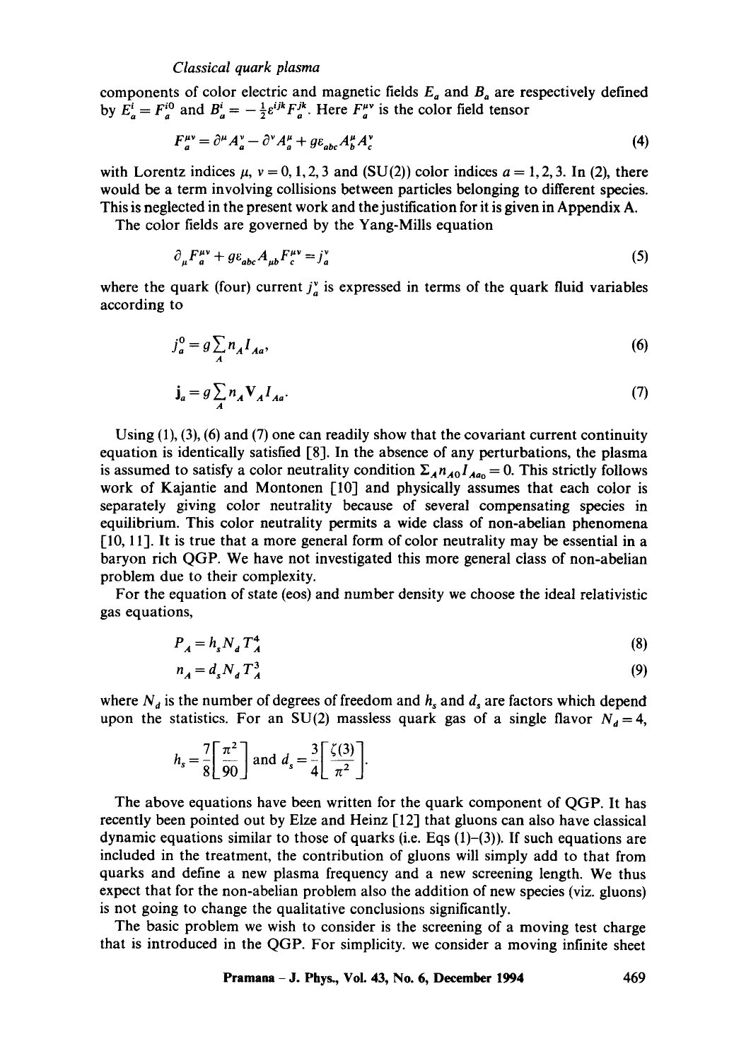components of color electric and magnetic fields $E_a$ and $B_a$ are respectively defined by $E_a^i = F_a^{i0}$ and $B_a^i = -\frac{1}{2}\varepsilon^{ijk} F_a^{jk}$. Here $F_a^{\mu\nu}$ is the color field tensor

$$F_a^{\mu\nu} = \partial^\mu A_a^\nu - \partial^\nu A_a^\mu + g\varepsilon_{abc} A_b^\mu A_c^\nu \tag{4}$$

with Lorentz indices $\mu$, $\nu = 0, 1, 2, 3$ and (SU(2)) color indices $a = 1, 2, 3$. In (2), there would be a term involving collisions between particles belonging to different species. This is neglected in the present work and the justification for it is given in Appendix A.

The color fields are governed by the Yang-Mills equation

$$\partial_\mu F_a^{\mu\nu} + g\varepsilon_{abc} A_{\mu b} F_c^{\mu\nu} = j_a^\nu \tag{5}$$

where the quark (four) current $j_a^\nu$ is expressed in terms of the quark fluid variables according to

$$j_a^0 = g \sum_A n_A I_{Aa}, \tag{6}$$

$$\mathbf{j}_a = g \sum_A n_A \mathbf{V}_A I_{Aa}. \tag{7}$$

Using (1), (3), (6) and (7) one can readily show that the covariant current continuity equation is identically satisfied [8]. In the absence of any perturbations, the plasma is assumed to satisfy a color neutrality condition $\Sigma_A n_{A0} I_{Aa_0} = 0$. This strictly follows work of Kajantie and Montonen [10] and physically assumes that each color is separately giving color neutrality because of several compensating species in equilibrium. This color neutrality permits a wide class of non-abelian phenomena [10, 11]. It is true that a more general form of color neutrality may be essential in a baryon rich QGP. We have not investigated this more general class of non-abelian problem due to their complexity.

For the equation of state (eos) and number density we choose the ideal relativistic gas equations,

$$P_A = h_s N_d T_A^4 \tag{8}$$

$$n_A = d_s N_d T_A^3 \tag{9}$$

where $N_d$ is the number of degrees of freedom and $h_s$ and $d_s$ are factors which depend upon the statistics. For an SU(2) massless quark gas of a single flavor $N_d = 4$,

$$h_s = \frac{7}{8}\left[\frac{\pi^2}{90}\right] \text{ and } d_s = \frac{3}{4}\left[\frac{\zeta(3)}{\pi^2}\right].$$

The above equations have been written for the quark component of QGP. It has recently been pointed out by Elze and Heinz [12] that gluons can also have classical dynamic equations similar to those of quarks (i.e. Eqs (1)–(3)). If such equations are included in the treatment, the contribution of gluons will simply add to that from quarks and define a new plasma frequency and a new screening length. We thus expect that for the non-abelian problem also the addition of new species (viz. gluons) is not going to change the qualitative conclusions significantly.

The basic problem we wish to consider is the screening of a moving test charge that is introduced in the QGP. For simplicity. we consider a moving infinite sheet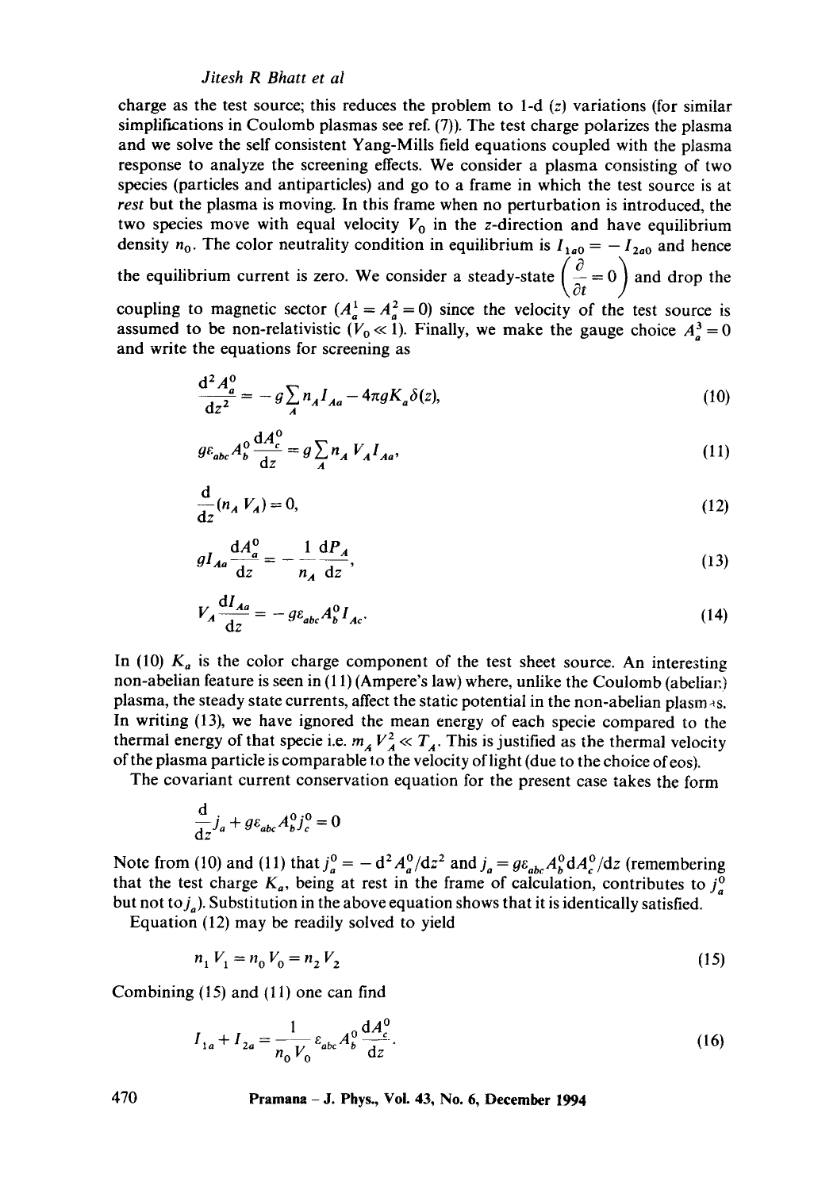charge as the test source; this reduces the problem to 1-d ($z$) variations (for similar simplifications in Coulomb plasmas see ref. (7)). The test charge polarizes the plasma and we solve the self consistent Yang-Mills field equations coupled with the plasma response to analyze the screening effects. We consider a plasma consisting of two species (particles and antiparticles) and go to a frame in which the test source is at *rest* but the plasma is moving. In this frame when no perturbation is introduced, the two species move with equal velocity $V_0$ in the $z$-direction and have equilibrium density $n_0$. The color neutrality condition in equilibrium is $I_{1a0} = -I_{2a0}$ and hence the equilibrium current is zero. We consider a steady-state $\left(\frac{\partial}{\partial t} = 0\right)$ and drop the coupling to magnetic sector ($A_a^1 = A_a^2 = 0$) since the velocity of the test source is assumed to be non-relativistic ($V_0 \ll 1$). Finally, we make the gauge choice $A_a^3 = 0$ and write the equations for screening as

$$\frac{d^2 A_a^0}{dz^2} = -g \sum_A n_A I_{Aa} - 4\pi g K_a \delta(z), \tag{10}$$

$$g\varepsilon_{abc} A_b^0 \frac{dA_c^0}{dz} = g \sum_A n_A V_A I_{Aa}, \tag{11}$$

$$\frac{d}{dz}(n_A V_A) = 0, \tag{12}$$

$$g I_{Aa} \frac{dA_a^0}{dz} = -\frac{1}{n_A}\frac{dP_A}{dz}, \tag{13}$$

$$V_A \frac{dI_{Aa}}{dz} = -g\varepsilon_{abc} A_b^0 I_{Ac}. \tag{14}$$

In (10) $K_a$ is the color charge component of the test sheet source. An interesting non-abelian feature is seen in (11) (Ampere's law) where, unlike the Coulomb (abelian) plasma, the steady state currents, affect the static potential in the non-abelian plasmas. In writing (13), we have ignored the mean energy of each specie compared to the thermal energy of that specie i.e. $m_A V_A^2 \ll T_A$. This is justified as the thermal velocity of the plasma particle is comparable to the velocity of light (due to the choice of eos).

The covariant current conservation equation for the present case takes the form

$$\frac{d}{dz} j_a + g\varepsilon_{abc} A_b^0 j_c^0 = 0$$

Note from (10) and (11) that $j_a^0 = -d^2 A_a^0/dz^2$ and $j_a = g\varepsilon_{abc} A_b^0 dA_c^0/dz$ (remembering that the test charge $K_a$, being at rest in the frame of calculation, contributes to $j_a^0$ but not to $j_a$). Substitution in the above equation shows that it is identically satisfied.

Equation (12) may be readily solved to yield

$$n_1 V_1 = n_0 V_0 = n_2 V_2 \tag{15}$$

Combining (15) and (11) one can find

$$I_{1a} + I_{2a} = \frac{1}{n_0 V_0} \varepsilon_{abc} A_b^0 \frac{dA_c^0}{dz}. \tag{16}$$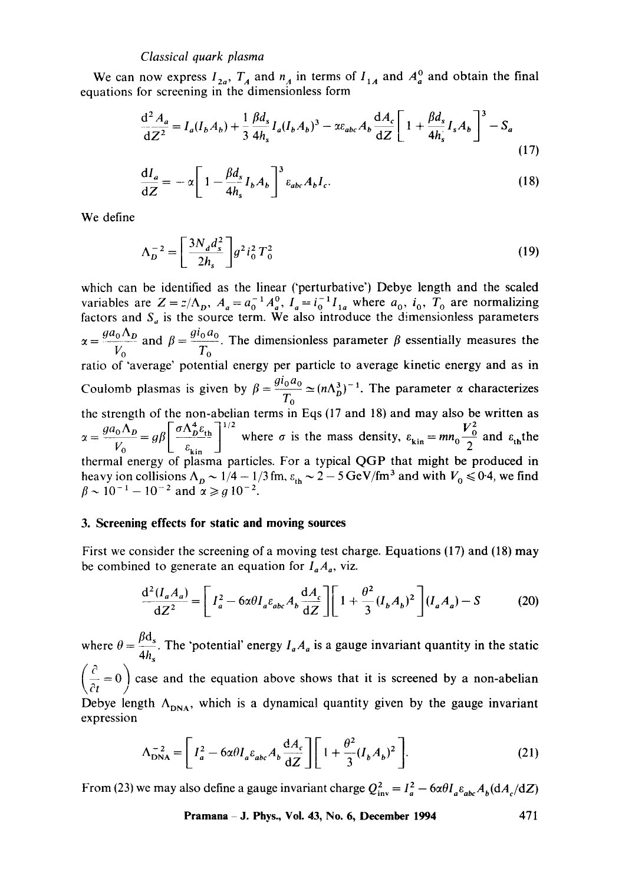We can now express $I_{2a}$, $T_A$ and $n_A$ in terms of $I_{1A}$ and $A_a^0$ and obtain the final equations for screening in the dimensionless form

$$\frac{\mathrm{d}^2 A_a}{\mathrm{d}Z^2} = I_a(I_b A_b) + \frac{1}{3}\frac{\beta d_s}{4h_s} I_a (I_b A_b)^3 - \alpha \varepsilon_{abc} A_b \frac{\mathrm{d}A_c}{\mathrm{d}Z}\left[1 + \frac{\beta d_s}{4h_s} I_s A_b\right]^3 - S_a \tag{17}$$

$$\frac{\mathrm{d}I_a}{\mathrm{d}Z} = -\alpha\left[1 - \frac{\beta d_s}{4h_s} I_b A_b\right]^3 \varepsilon_{abc} A_b I_c. \tag{18}$$

We define

$$\Lambda_D^{-2} = \left[\frac{3N_d d_s^2}{2h_s}\right] g^2 i_0^2 T_0^2 \tag{19}$$

which can be identified as the linear ('perturbative') Debye length and the scaled variables are $Z = z/\Lambda_D$, $A_a = a_0^{-1} A_a^0$, $I_a = i_0^{-1} I_{1a}$ where $a_0$, $i_0$, $T_0$ are normalizing factors and $S_a$ is the source term. We also introduce the dimensionless parameters $\alpha = \frac{g a_0 \Lambda_D}{V_0}$ and $\beta = \frac{g i_0 a_0}{T_0}$. The dimensionless parameter $\beta$ essentially measures the ratio of 'average' potential energy per particle to average kinetic energy and as in Coulomb plasmas is given by $\beta = \frac{g i_0 a_0}{T_0} \simeq (n\Lambda_D^3)^{-1}$. The parameter $\alpha$ characterizes the strength of the non-abelian terms in Eqs (17 and 18) and may also be written as $\alpha = \frac{g a_0 \Lambda_D}{V_0} = g\beta\left[\frac{\sigma \Lambda_D^4 \varepsilon_{\mathrm{th}}}{\varepsilon_{\mathrm{kin}}}\right]^{1/2}$ where $\sigma$ is the mass density, $\varepsilon_{\mathrm{kin}} = m n_0 \frac{V_0^2}{2}$ and $\varepsilon_{\mathrm{th}}$ the thermal energy of plasma particles. For a typical QGP that might be produced in heavy ion collisions $\Lambda_D \sim 1/4 - 1/3\,\mathrm{fm}$, $\varepsilon_{\mathrm{th}} \sim 2 - 5\,\mathrm{GeV/fm^3}$ and with $V_0 \leqslant 0{\cdot}4$, we find $\beta \sim 10^{-1} - 10^{-2}$ and $\alpha \geqslant g\,10^{-2}$.

## 3. Screening effects for static and moving sources

First we consider the screening of a moving test charge. Equations (17) and (18) may be combined to generate an equation for $I_a A_a$, viz.

$$\frac{\mathrm{d}^2(I_a A_a)}{\mathrm{d}Z^2} = \left[I_a^2 - 6\alpha\theta I_a \varepsilon_{abc} A_b \frac{\mathrm{d}A_c}{\mathrm{d}Z}\right]\left[1 + \frac{\theta^2}{3}(I_b A_b)^2\right](I_a A_a) - S \tag{20}$$

where $\theta = \frac{\beta d_s}{4h_s}$. The 'potential' energy $I_a A_a$ is a gauge invariant quantity in the static $\left(\frac{\partial}{\partial t} = 0\right)$ case and the equation above shows that it is screened by a non-abelian Debye length $\Lambda_{\mathrm{DNA}}$, which is a dynamical quantity given by the gauge invariant expression

$$\Lambda_{\mathrm{DNA}}^{-2} = \left[I_a^2 - 6\alpha\theta I_a \varepsilon_{abc} A_b \frac{\mathrm{d}A_c}{\mathrm{d}Z}\right]\left[1 + \frac{\theta^2}{3}(I_b A_b)^2\right]. \tag{21}$$

From (23) we may also define a gauge invariant charge $Q_{\mathrm{inv}}^2 = I_a^2 - 6\alpha\theta I_a \varepsilon_{abc} A_b (\mathrm{d}A_c/\mathrm{d}Z)$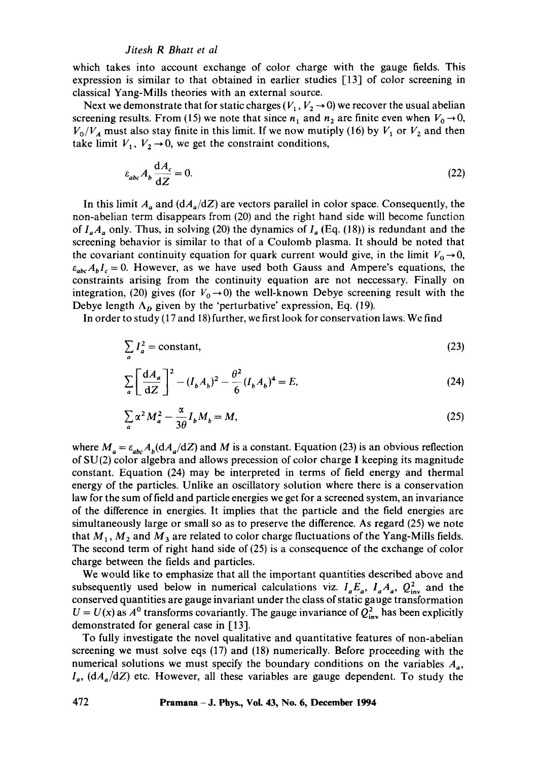which takes into account exchange of color charge with the gauge fields. This expression is similar to that obtained in earlier studies [13] of color screening in classical Yang-Mills theories with an external source.

Next we demonstrate that for static charges ($V_1$, $V_2 \to 0$) we recover the usual abelian screening results. From (15) we note that since $n_1$ and $n_2$ are finite even when $V_0 \to 0$, $V_0/V_A$ must also stay finite in this limit. If we now mutiply (16) by $V_1$ or $V_2$ and then take limit $V_1$, $V_2 \to 0$, we get the constraint conditions,

$$\varepsilon_{abc} A_b \frac{\mathrm{d}A_c}{\mathrm{d}Z} = 0. \tag{22}$$

In this limit $A_a$ and $(\mathrm{d}A_a/\mathrm{d}Z)$ are vectors parallel in color space. Consequently, the non-abelian term disappears from (20) and the right hand side will become function of $I_a A_a$ only. Thus, in solving (20) the dynamics of $I_a$ (Eq. (18)) is redundant and the screening behavior is similar to that of a Coulomb plasma. It should be noted that the covariant continuity equation for quark current would give, in the limit $V_0 \to 0$, $\varepsilon_{abc} A_b I_c = 0$. However, as we have used both Gauss and Ampere's equations, the constraints arising from the continuity equation are not neccessary. Finally on integration, (20) gives (for $V_0 \to 0$) the well-known Debye screening result with the Debye length $\Lambda_D$ given by the 'perturbative' expression, Eq. (19).

In order to study (17 and 18) further, we first look for conservation laws. We find

$$\sum_a I_a^2 = \text{constant}, \tag{23}$$

$$\sum_a \left[\frac{\mathrm{d}A_a}{\mathrm{d}Z}\right]^2 - (I_b A_b)^2 - \frac{\theta^2}{6}(I_b A_b)^4 = E, \tag{24}$$

$$\sum_a \alpha^2 M_a^2 - \frac{\alpha}{3\theta} I_b M_b = M, \tag{25}$$

where $M_a = \varepsilon_{abc} A_b (\mathrm{d}A_a/\mathrm{d}Z)$ and $M$ is a constant. Equation (23) is an obvious reflection of SU(2) color algebra and allows precession of color charge **I** keeping its magnitude constant. Equation (24) may be interpreted in terms of field energy and thermal energy of the particles. Unlike an oscillatory solution where there is a conservation law for the sum of field and particle energies we get for a screened system, an invariance of the difference in energies. It implies that the particle and the field energies are simultaneously large or small so as to preserve the difference. As regard (25) we note that $M_1$, $M_2$ and $M_3$ are related to color charge fluctuations of the Yang-Mills fields. The second term of right hand side of (25) is a consequence of the exchange of color charge between the fields and particles.

We would like to emphasize that all the important quantities described above and subsequently used below in numerical calculations viz. $I_a E_a$, $I_a A_a$, $Q^2_{\text{inv}}$ and the conserved quantities are gauge invariant under the class of static gauge transformation $U = U(x)$ as $A^0$ transforms covariantly. The gauge invariance of $Q^2_{\text{inv}}$ has been explicitly demonstrated for general case in [13].

To fully investigate the novel qualitative and quantitative features of non-abelian screening we must solve eqs (17) and (18) numerically. Before proceeding with the numerical solutions we must specify the boundary conditions on the variables $A_a$, $I_a$, $(\mathrm{d}A_a/\mathrm{d}Z)$ etc. However, all these variables are gauge dependent. To study the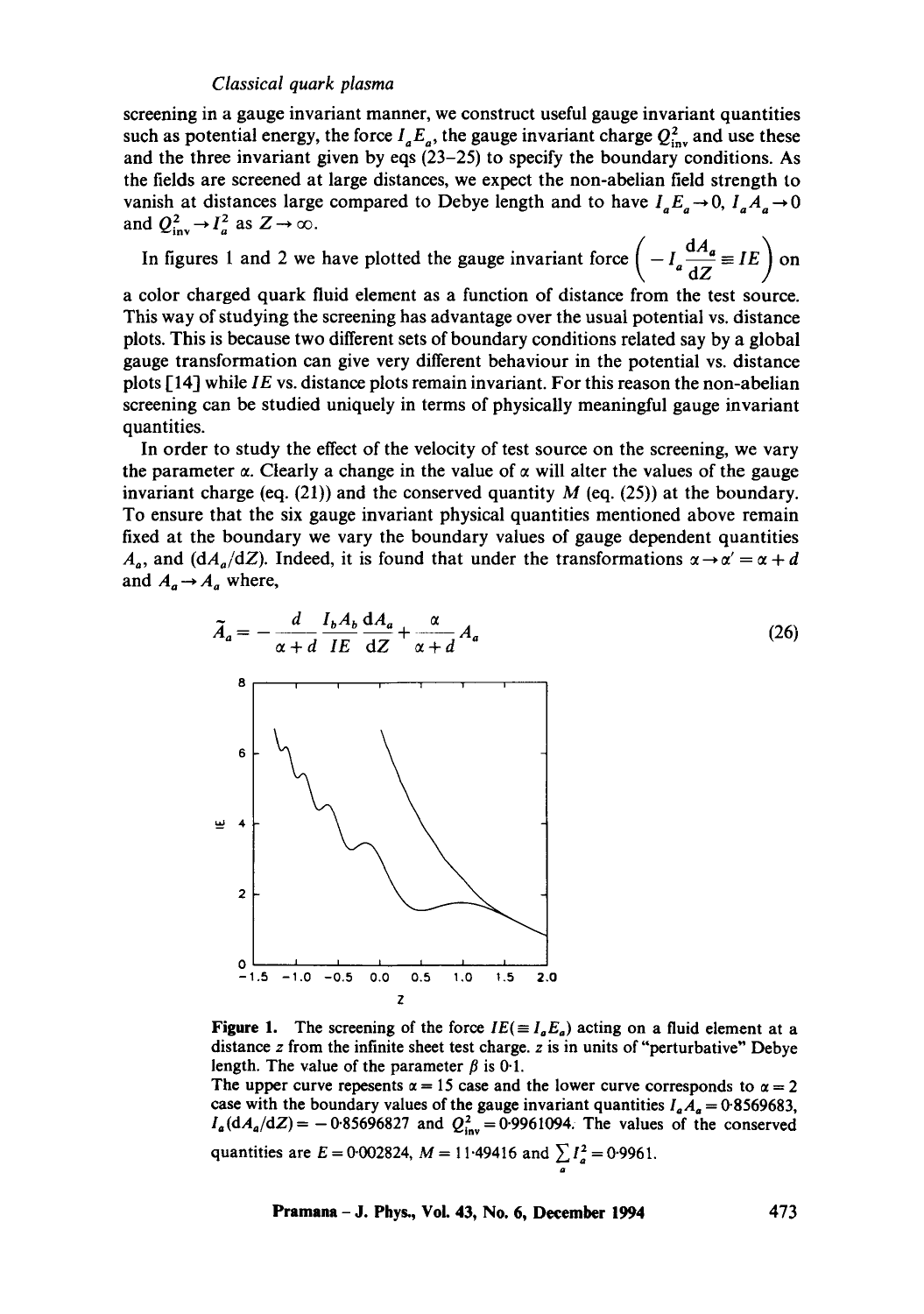screening in a gauge invariant manner, we construct useful gauge invariant quantities such as potential energy, the force $I_a E_a$, the gauge invariant charge $Q^2_{\rm inv}$ and use these and the three invariant given by eqs (23–25) to specify the boundary conditions. As the fields are screened at large distances, we expect the non-abelian field strength to vanish at distances large compared to Debye length and to have $I_a E_a \to 0$, $I_a A_a \to 0$ and $Q^2_{\rm inv} \to I^2_a$ as $Z \to \infty$.

In figures 1 and 2 we have plotted the gauge invariant force $\left(-I_a \dfrac{\mathrm{d}A_a}{\mathrm{d}Z} \equiv IE\right)$ on a color charged quark fluid element as a function of distance from the test source. This way of studying the screening has advantage over the usual potential vs. distance plots. This is because two different sets of boundary conditions related say by a global gauge transformation can give very different behaviour in the potential vs. distance plots [14] while $IE$ vs. distance plots remain invariant. For this reason the non-abelian screening can be studied uniquely in terms of physically meaningful gauge invariant quantities.

In order to study the effect of the velocity of test source on the screening, we vary the parameter $\alpha$. Clearly a change in the value of $\alpha$ will alter the values of the gauge invariant charge (eq. (21)) and the conserved quantity $M$ (eq. (25)) at the boundary. To ensure that the six gauge invariant physical quantities mentioned above remain fixed at the boundary we vary the boundary values of gauge dependent quantities $A_a$, and $(\mathrm{d}A_a/\mathrm{d}Z)$. Indeed, it is found that under the transformations $\alpha \to \alpha' = \alpha + d$ and $A_a \to A_a$ where,

$$\tilde{A}_a = -\frac{d}{\alpha + d}\frac{I_b A_b}{IE}\frac{\mathrm{d}A_a}{\mathrm{d}Z} + \frac{\alpha}{\alpha + d}A_a \tag{26}$$

**Figure 1.** The screening of the force $IE(\equiv I_a E_a)$ acting on a fluid element at a distance $z$ from the infinite sheet test charge. $z$ is in units of "perturbative" Debye length. The value of the parameter $\beta$ is 0·1.
The upper curve repesents $\alpha = 15$ case and the lower curve corresponds to $\alpha = 2$ case with the boundary values of the gauge invariant quantities $I_a A_a = 0{\cdot}8569683$, $I_a(\mathrm{d}A_a/\mathrm{d}Z) = -0{\cdot}85696827$ and $Q^2_{\rm inv} = 0{\cdot}9961094$. The values of the conserved quantities are $E = 0{\cdot}002824$, $M = 11{\cdot}49416$ and $\sum_a I^2_a = 0{\cdot}9961$.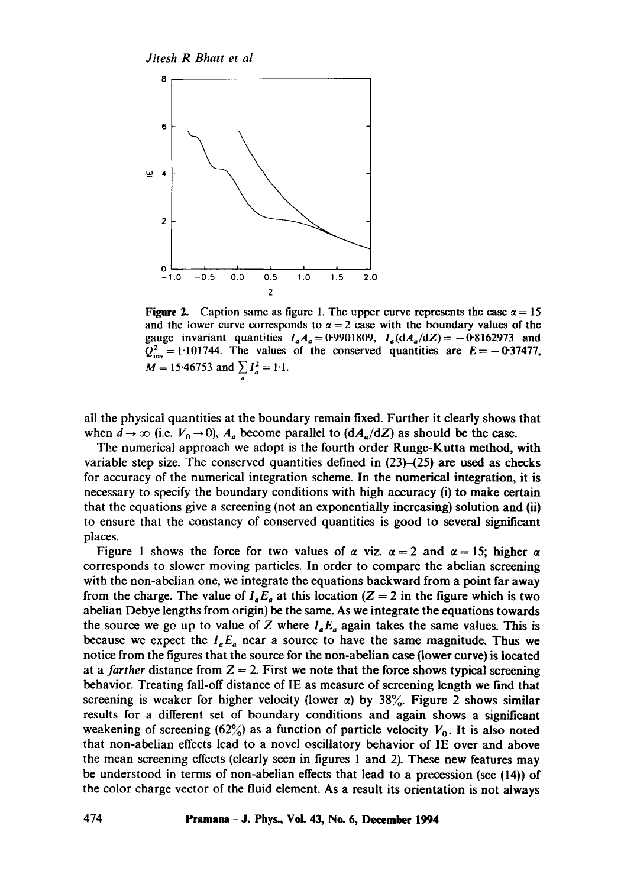**Figure 2.** Caption same as figure 1. The upper curve represents the case $\alpha = 15$ and the lower curve corresponds to $\alpha = 2$ case with the boundary values of the gauge invariant quantities $I_a A_a = 0.9901809$, $I_a(\mathrm{d}A_a/\mathrm{d}Z) = -0.8162973$ and $Q^2_{\mathrm{inv}} = 1.101744$. The values of the conserved quantities are $E = -0.37477$, $M = 15.46753$ and $\sum_a I_a^2 = 1.1$.

all the physical quantities at the boundary remain fixed. Further it clearly shows that when $d \to \infty$ (i.e. $V_0 \to 0$), $A_a$ become parallel to $(\mathrm{d}A_a/\mathrm{d}Z)$ as should be the case.

The numerical approach we adopt is the fourth order Runge-Kutta method, with variable step size. The conserved quantities defined in (23)–(25) are used as checks for accuracy of the numerical integration scheme. In the numerical integration, it is necessary to specify the boundary conditions with high accuracy (i) to make certain that the equations give a screening (not an exponentially increasing) solution and (ii) to ensure that the constancy of conserved quantities is good to several significant places.

Figure 1 shows the force for two values of $\alpha$ viz. $\alpha = 2$ and $\alpha = 15$; higher $\alpha$ corresponds to slower moving particles. In order to compare the abelian screening with the non-abelian one, we integrate the equations backward from a point far away from the charge. The value of $I_a E_a$ at this location ($Z = 2$ in the figure which is two abelian Debye lengths from origin) be the same. As we integrate the equations towards the source we go up to value of $Z$ where $I_a E_a$ again takes the same values. This is because we expect the $I_a E_a$ near a source to have the same magnitude. Thus we notice from the figures that the source for the non-abelian case (lower curve) is located at a *farther* distance from $Z = 2$. First we note that the force shows typical screening behavior. Treating fall-off distance of IE as measure of screening length we find that screening is weaker for higher velocity (lower $\alpha$) by 38%. Figure 2 shows similar results for a different set of boundary conditions and again shows a significant weakening of screening (62%) as a function of particle velocity $V_0$. It is also noted that non-abelian effects lead to a novel oscillatory behavior of IE over and above the mean screening effects (clearly seen in figures 1 and 2). These new features may be understood in terms of non-abelian effects that lead to a precession (see (14)) of the color charge vector of the fluid element. As a result its orientation is not always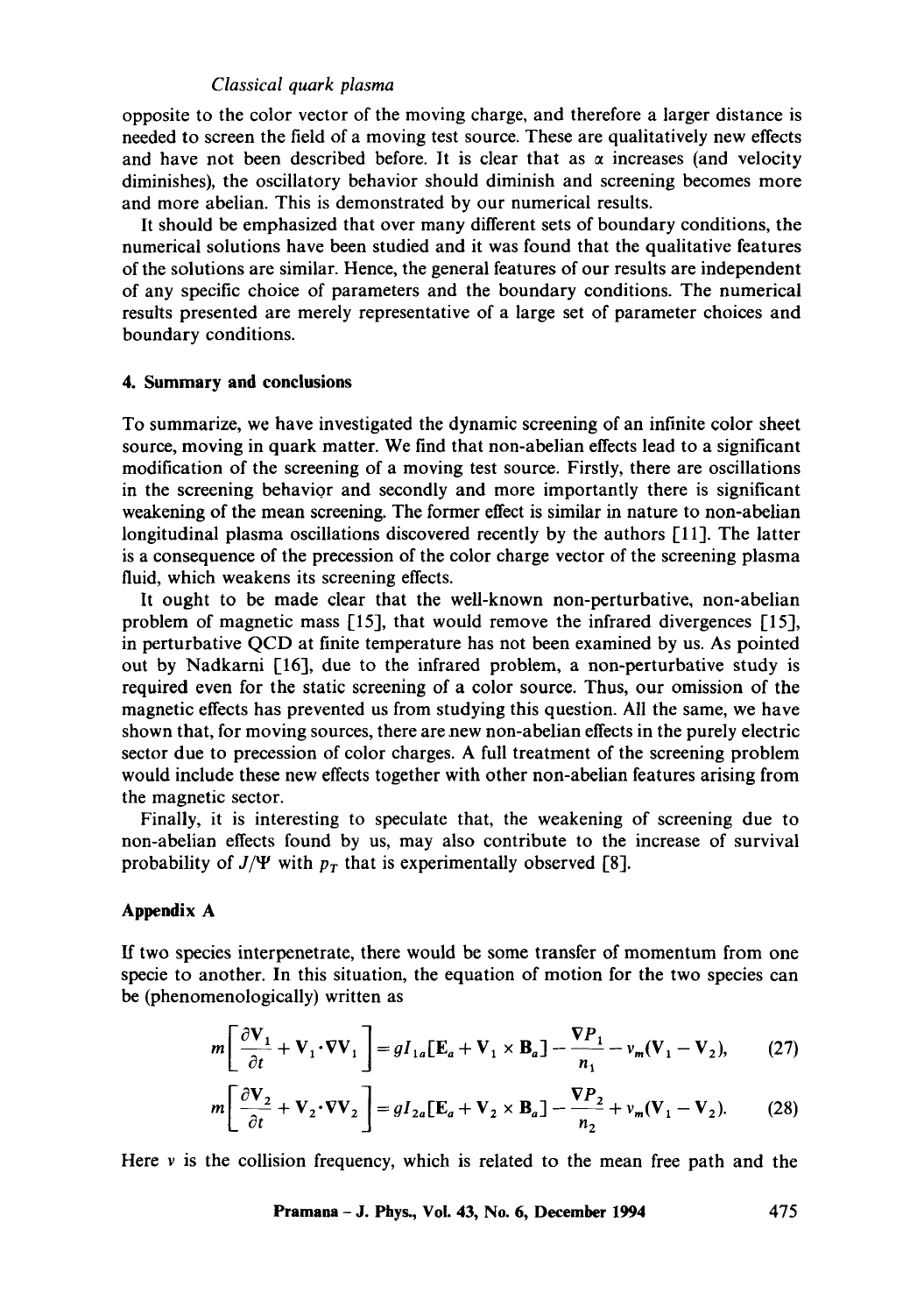opposite to the color vector of the moving charge, and therefore a larger distance is needed to screen the field of a moving test source. These are qualitatively new effects and have not been described before. It is clear that as $\alpha$ increases (and velocity diminishes), the oscillatory behavior should diminish and screening becomes more and more abelian. This is demonstrated by our numerical results.

It should be emphasized that over many different sets of boundary conditions, the numerical solutions have been studied and it was found that the qualitative features of the solutions are similar. Hence, the general features of our results are independent of any specific choice of parameters and the boundary conditions. The numerical results presented are merely representative of a large set of parameter choices and boundary conditions.

## 4. Summary and conclusions

To summarize, we have investigated the dynamic screening of an infinite color sheet source, moving in quark matter. We find that non-abelian effects lead to a significant modification of the screening of a moving test source. Firstly, there are oscillations in the screening behavior and secondly and more importantly there is significant weakening of the mean screening. The former effect is similar in nature to non-abelian longitudinal plasma oscillations discovered recently by the authors [11]. The latter is a consequence of the precession of the color charge vector of the screening plasma fluid, which weakens its screening effects.

It ought to be made clear that the well-known non-perturbative, non-abelian problem of magnetic mass [15], that would remove the infrared divergences [15], in perturbative QCD at finite temperature has not been examined by us. As pointed out by Nadkarni [16], due to the infrared problem, a non-perturbative study is required even for the static screening of a color source. Thus, our omission of the magnetic effects has prevented us from studying this question. All the same, we have shown that, for moving sources, there are new non-abelian effects in the purely electric sector due to precession of color charges. A full treatment of the screening problem would include these new effects together with other non-abelian features arising from the magnetic sector.

Finally, it is interesting to speculate that, the weakening of screening due to non-abelian effects found by us, may also contribute to the increase of survival probability of $J/\Psi$ with $p_T$ that is experimentally observed [8].

## Appendix A

If two species interpenetrate, there would be some transfer of momentum from one specie to another. In this situation, the equation of motion for the two species can be (phenomenologically) written as

$$m\left[\frac{\partial \mathbf{V}_1}{\partial t} + \mathbf{V}_1 \cdot \nabla \mathbf{V}_1\right] = g I_{1a}[\mathbf{E}_a + \mathbf{V}_1 \times \mathbf{B}_a] - \frac{\nabla P_1}{n_1} - \nu_m(\mathbf{V}_1 - \mathbf{V}_2), \tag{27}$$

$$m\left[\frac{\partial \mathbf{V}_2}{\partial t} + \mathbf{V}_2 \cdot \nabla \mathbf{V}_2\right] = g I_{2a}[\mathbf{E}_a + \mathbf{V}_2 \times \mathbf{B}_a] - \frac{\nabla P_2}{n_2} + \nu_m(\mathbf{V}_1 - \mathbf{V}_2). \tag{28}$$

Here $\nu$ is the collision frequency, which is related to the mean free path and the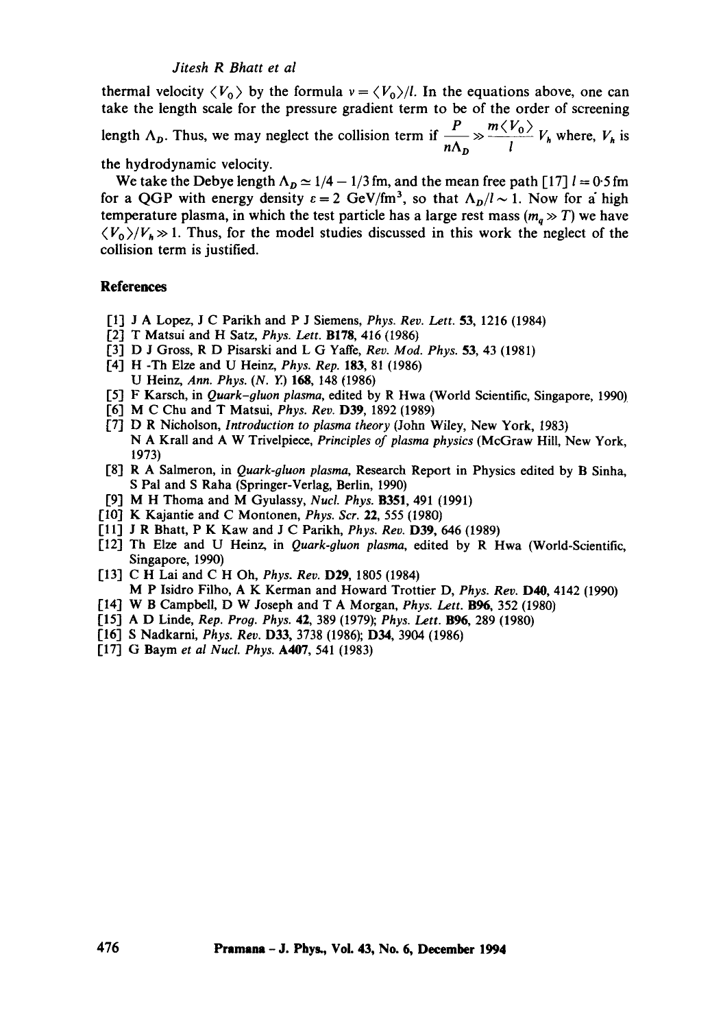thermal velocity $\langle V_0 \rangle$ by the formula $v = \langle V_0 \rangle / l$. In the equations above, one can take the length scale for the pressure gradient term to be of the order of screening length $\Lambda_D$. Thus, we may neglect the collision term if $\frac{P}{n\Lambda_D} \gg \frac{m\langle V_0 \rangle}{l} V_h$ where, $V_h$ is the hydrodynamic velocity.

We take the Debye length $\Lambda_D \simeq 1/4 - 1/3$ fm, and the mean free path [17] $l = 0{\cdot}5$ fm for a QGP with energy density $\varepsilon = 2$ GeV/fm$^3$, so that $\Lambda_D/l \sim 1$. Now for a high temperature plasma, in which the test particle has a large rest mass ($m_q \gg T$) we have $\langle V_0 \rangle / V_h \gg 1$. Thus, for the model studies discussed in this work the neglect of the collision term is justified.

## References

[1] J A Lopez, J C Parikh and P J Siemens, *Phys. Rev. Lett.* **53**, 1216 (1984)

[2] T Matsui and H Satz, *Phys. Lett.* **B178**, 416 (1986)

[3] D J Gross, R D Pisarski and L G Yaffe, *Rev. Mod. Phys.* **53**, 43 (1981)

[4] H -Th Elze and U Heinz, *Phys. Rep.* **183**, 81 (1986)
U Heinz, *Ann. Phys. (N. Y.)* **168**, 148 (1986)

[5] F Karsch, in *Quark–gluon plasma*, edited by R Hwa (World Scientific, Singapore, 1990)

[6] M C Chu and T Matsui, *Phys. Rev.* **D39**, 1892 (1989)

[7] D R Nicholson, *Introduction to plasma theory* (John Wiley, New York, 1983)
N A Krall and A W Trivelpiece, *Principles of plasma physics* (McGraw Hill, New York, 1973)

[8] R A Salmeron, in *Quark-gluon plasma*, Research Report in Physics edited by B Sinha, S Pal and S Raha (Springer-Verlag, Berlin, 1990)

[9] M H Thoma and M Gyulassy, *Nucl. Phys.* **B351**, 491 (1991)

[10] K Kajantie and C Montonen, *Phys. Scr.* **22**, 555 (1980)

[11] J R Bhatt, P K Kaw and J C Parikh, *Phys. Rev.* **D39**, 646 (1989)

[12] Th Elze and U Heinz, in *Quark-gluon plasma*, edited by R Hwa (World-Scientific, Singapore, 1990)

[13] C H Lai and C H Oh, *Phys. Rev.* **D29**, 1805 (1984)
M P Isidro Filho, A K Kerman and Howard Trottier D, *Phys. Rev.* **D40**, 4142 (1990)

[14] W B Campbell, D W Joseph and T A Morgan, *Phys. Lett.* **B96**, 352 (1980)

[15] A D Linde, *Rep. Prog. Phys.* **42**, 389 (1979); *Phys. Lett.* **B96**, 289 (1980)

[16] S Nadkarni, *Phys. Rev.* **D33**, 3738 (1986); **D34**, 3904 (1986)

[17] G Baym *et al Nucl. Phys.* **A407**, 541 (1983)